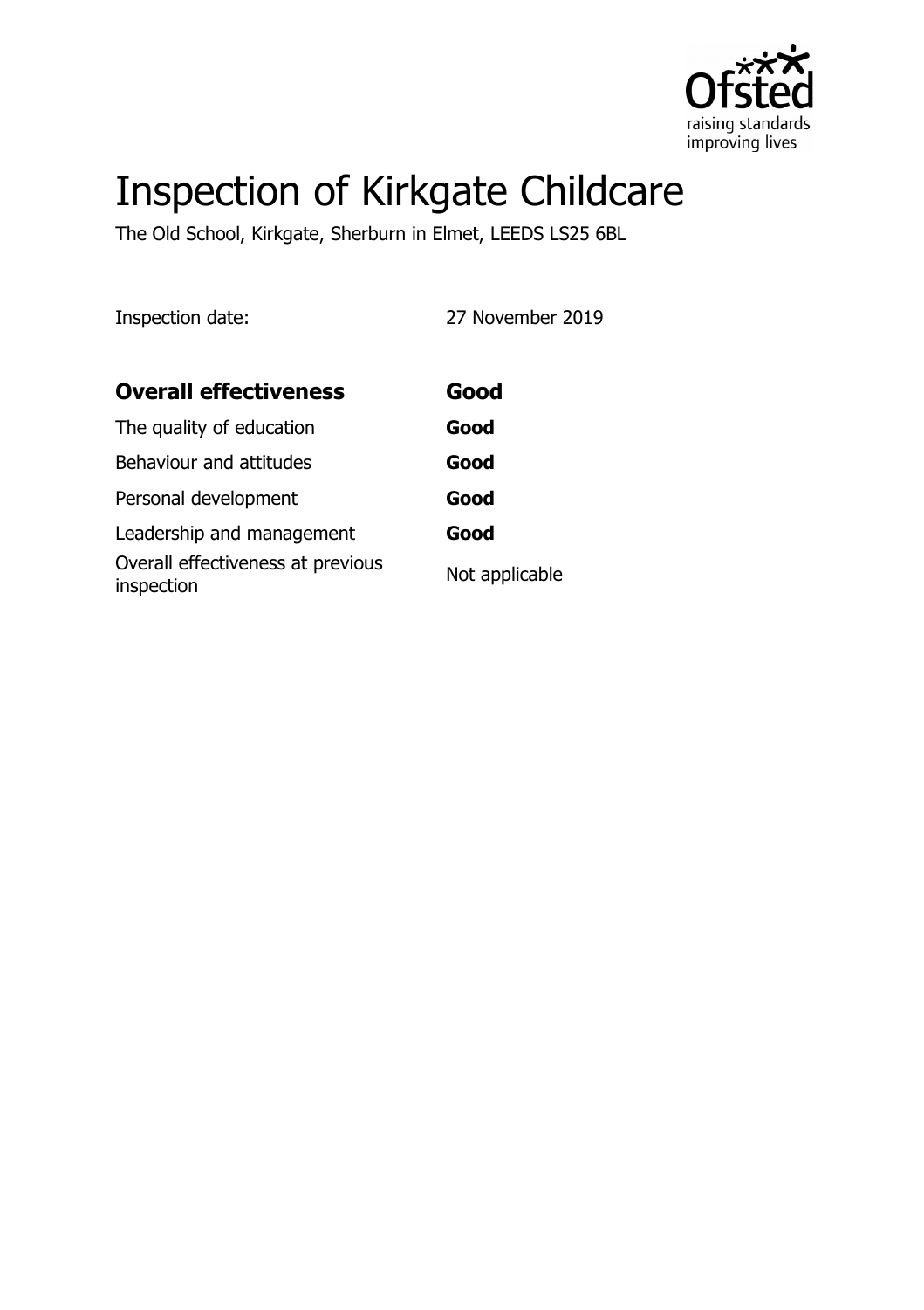# Inspection of Kirkgate Childcare

The Old School, Kirkgate, Sherburn in Elmet, LEEDS LS25 6BL

Inspection date: 27 November 2019

| **Overall effectiveness** | **Good** |
| --- | --- |
| The quality of education | **Good** |
| Behaviour and attitudes | **Good** |
| Personal development | **Good** |
| Leadership and management | **Good** |
| Overall effectiveness at previous inspection | Not applicable |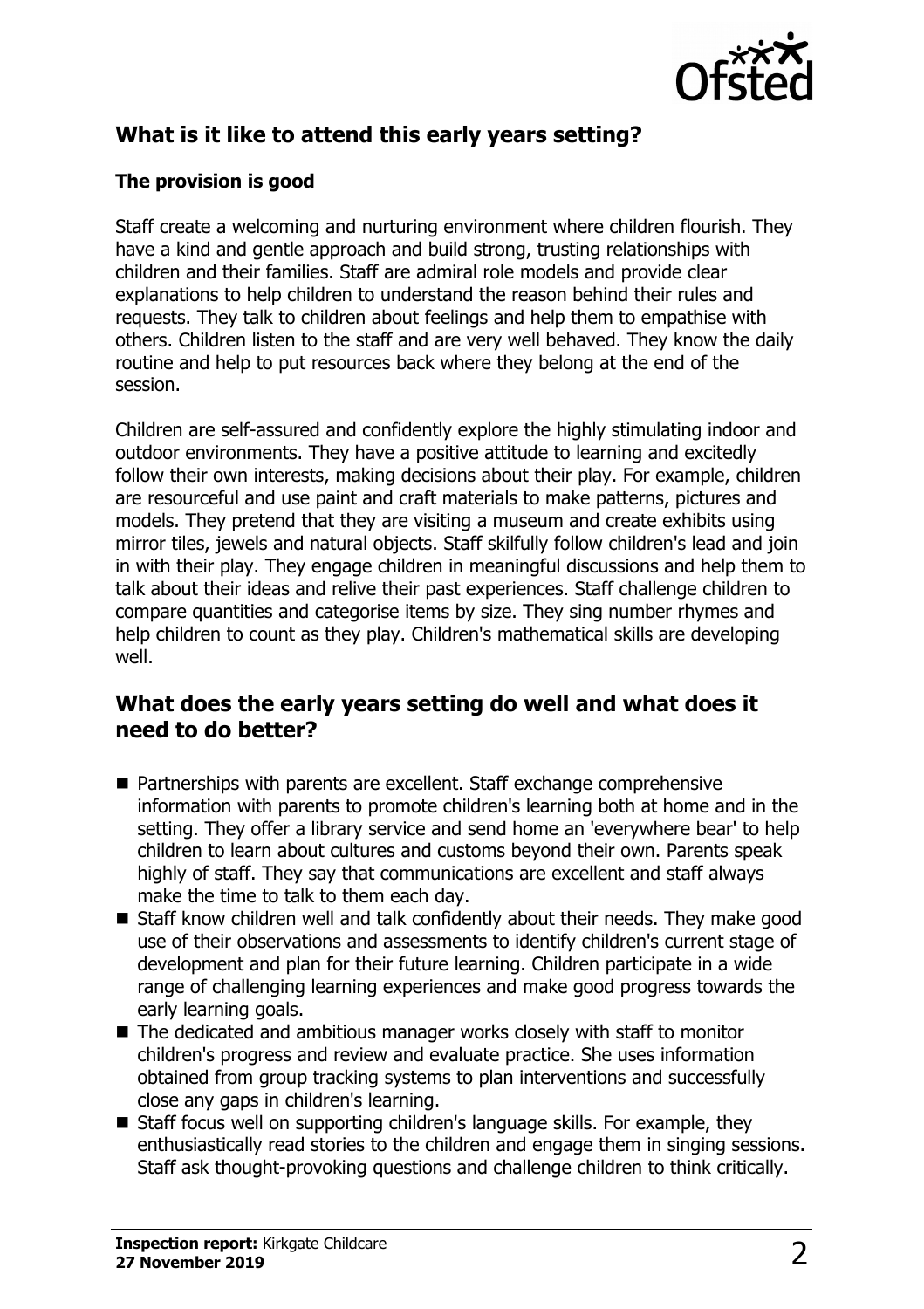## What is it like to attend this early years setting?

### The provision is good

Staff create a welcoming and nurturing environment where children flourish. They have a kind and gentle approach and build strong, trusting relationships with children and their families. Staff are admiral role models and provide clear explanations to help children to understand the reason behind their rules and requests. They talk to children about feelings and help them to empathise with others. Children listen to the staff and are very well behaved. They know the daily routine and help to put resources back where they belong at the end of the session.

Children are self-assured and confidently explore the highly stimulating indoor and outdoor environments. They have a positive attitude to learning and excitedly follow their own interests, making decisions about their play. For example, children are resourceful and use paint and craft materials to make patterns, pictures and models. They pretend that they are visiting a museum and create exhibits using mirror tiles, jewels and natural objects. Staff skilfully follow children's lead and join in with their play. They engage children in meaningful discussions and help them to talk about their ideas and relive their past experiences. Staff challenge children to compare quantities and categorise items by size. They sing number rhymes and help children to count as they play. Children's mathematical skills are developing well.

## What does the early years setting do well and what does it need to do better?

- Partnerships with parents are excellent. Staff exchange comprehensive information with parents to promote children's learning both at home and in the setting. They offer a library service and send home an 'everywhere bear' to help children to learn about cultures and customs beyond their own. Parents speak highly of staff. They say that communications are excellent and staff always make the time to talk to them each day.
- Staff know children well and talk confidently about their needs. They make good use of their observations and assessments to identify children's current stage of development and plan for their future learning. Children participate in a wide range of challenging learning experiences and make good progress towards the early learning goals.
- The dedicated and ambitious manager works closely with staff to monitor children's progress and review and evaluate practice. She uses information obtained from group tracking systems to plan interventions and successfully close any gaps in children's learning.
- Staff focus well on supporting children's language skills. For example, they enthusiastically read stories to the children and engage them in singing sessions. Staff ask thought-provoking questions and challenge children to think critically.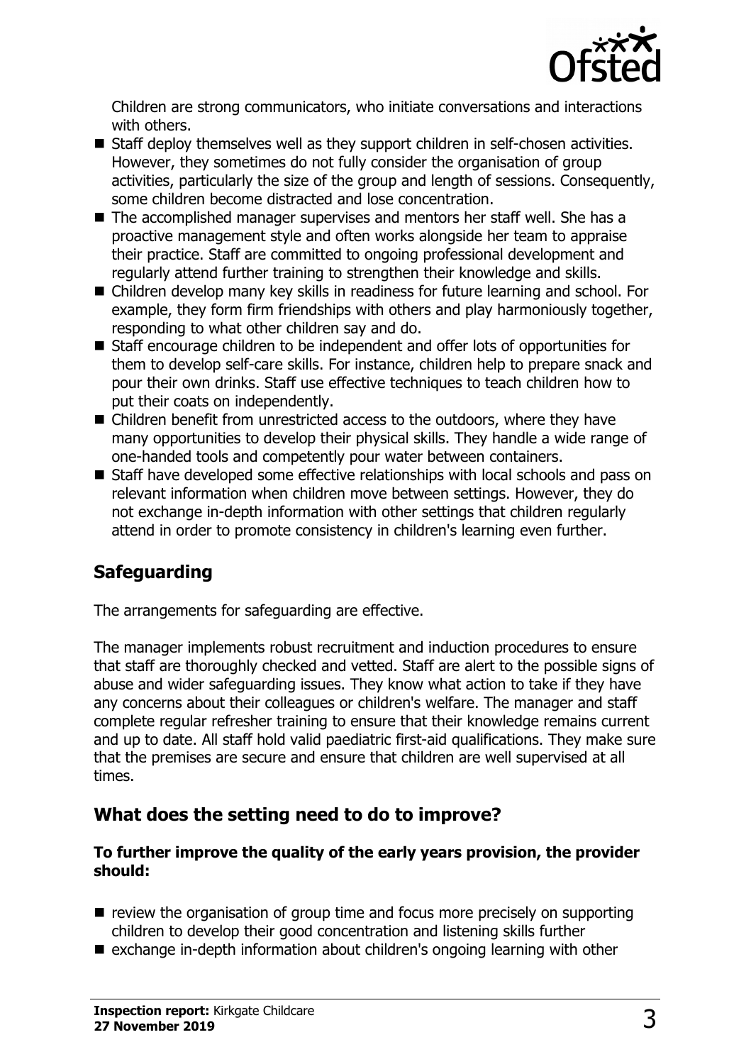Children are strong communicators, who initiate conversations and interactions with others.

- Staff deploy themselves well as they support children in self-chosen activities. However, they sometimes do not fully consider the organisation of group activities, particularly the size of the group and length of sessions. Consequently, some children become distracted and lose concentration.
- The accomplished manager supervises and mentors her staff well. She has a proactive management style and often works alongside her team to appraise their practice. Staff are committed to ongoing professional development and regularly attend further training to strengthen their knowledge and skills.
- Children develop many key skills in readiness for future learning and school. For example, they form firm friendships with others and play harmoniously together, responding to what other children say and do.
- Staff encourage children to be independent and offer lots of opportunities for them to develop self-care skills. For instance, children help to prepare snack and pour their own drinks. Staff use effective techniques to teach children how to put their coats on independently.
- Children benefit from unrestricted access to the outdoors, where they have many opportunities to develop their physical skills. They handle a wide range of one-handed tools and competently pour water between containers.
- Staff have developed some effective relationships with local schools and pass on relevant information when children move between settings. However, they do not exchange in-depth information with other settings that children regularly attend in order to promote consistency in children's learning even further.

## Safeguarding

The arrangements for safeguarding are effective.

The manager implements robust recruitment and induction procedures to ensure that staff are thoroughly checked and vetted. Staff are alert to the possible signs of abuse and wider safeguarding issues. They know what action to take if they have any concerns about their colleagues or children's welfare. The manager and staff complete regular refresher training to ensure that their knowledge remains current and up to date. All staff hold valid paediatric first-aid qualifications. They make sure that the premises are secure and ensure that children are well supervised at all times.

## What does the setting need to do to improve?

**To further improve the quality of the early years provision, the provider should:**

- review the organisation of group time and focus more precisely on supporting children to develop their good concentration and listening skills further
- exchange in-depth information about children's ongoing learning with other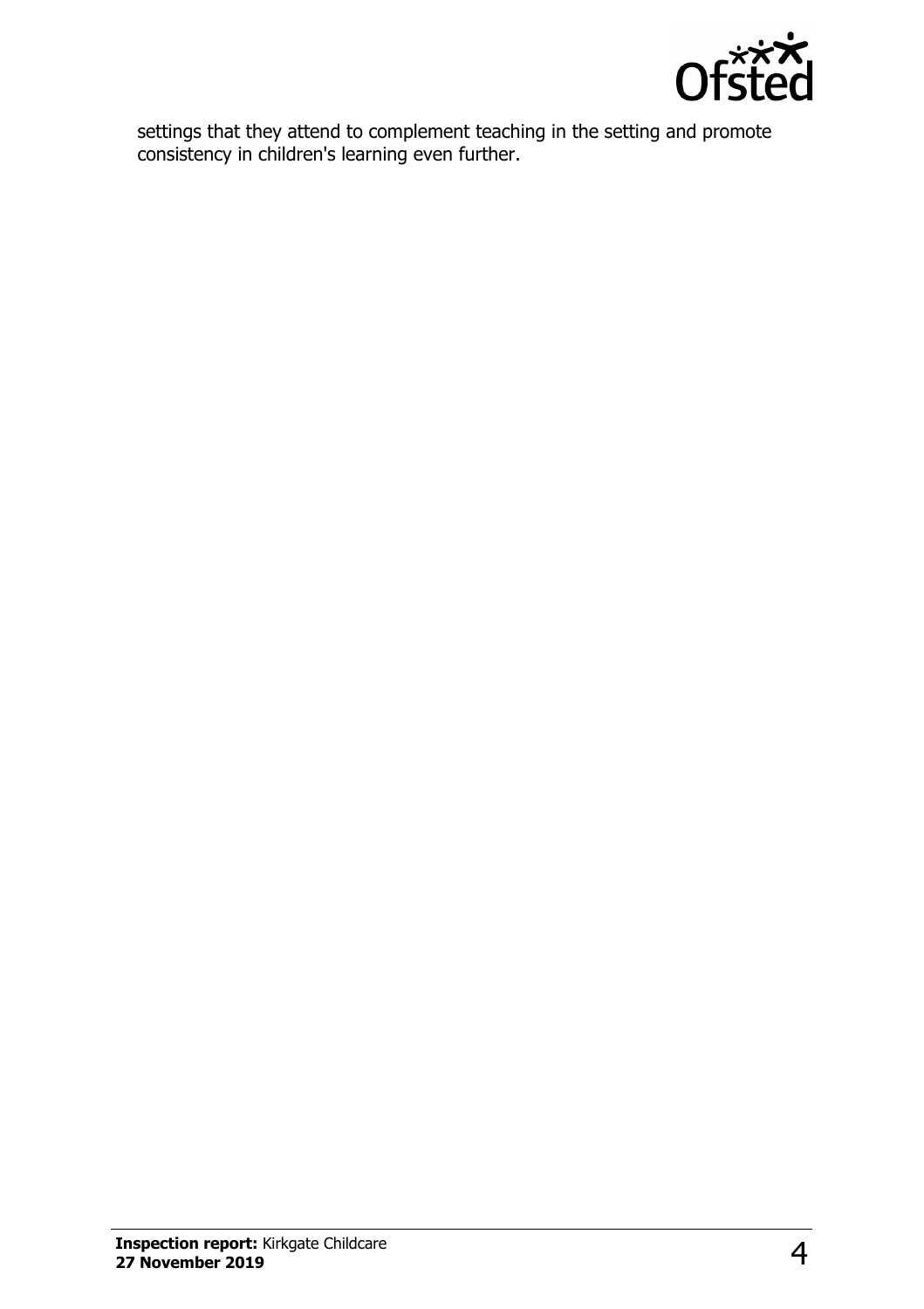settings that they attend to complement teaching in the setting and promote consistency in children's learning even further.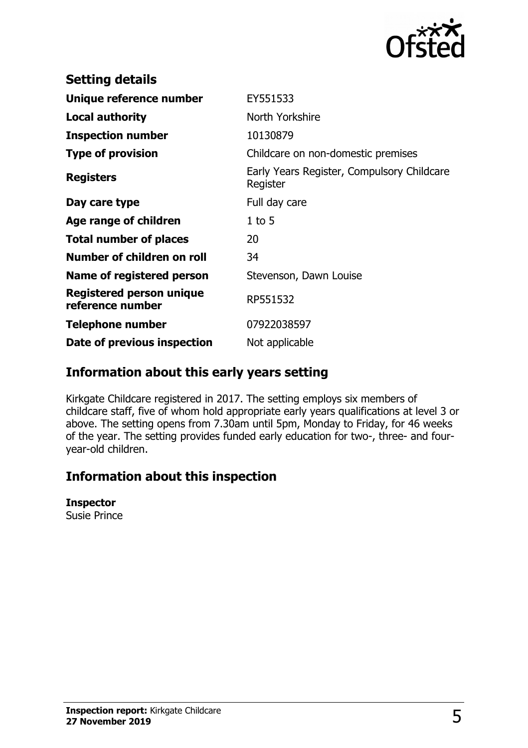## Setting details

| | |
|---|---|
| **Unique reference number** | EY551533 |
| **Local authority** | North Yorkshire |
| **Inspection number** | 10130879 |
| **Type of provision** | Childcare on non-domestic premises |
| **Registers** | Early Years Register, Compulsory Childcare Register |
| **Day care type** | Full day care |
| **Age range of children** | 1 to 5 |
| **Total number of places** | 20 |
| **Number of children on roll** | 34 |
| **Name of registered person** | Stevenson, Dawn Louise |
| **Registered person unique reference number** | RP551532 |
| **Telephone number** | 07922038597 |
| **Date of previous inspection** | Not applicable |

## Information about this early years setting

Kirkgate Childcare registered in 2017. The setting employs six members of childcare staff, five of whom hold appropriate early years qualifications at level 3 or above. The setting opens from 7.30am until 5pm, Monday to Friday, for 46 weeks of the year. The setting provides funded early education for two-, three- and four-year-old children.

## Information about this inspection

**Inspector**
Susie Prince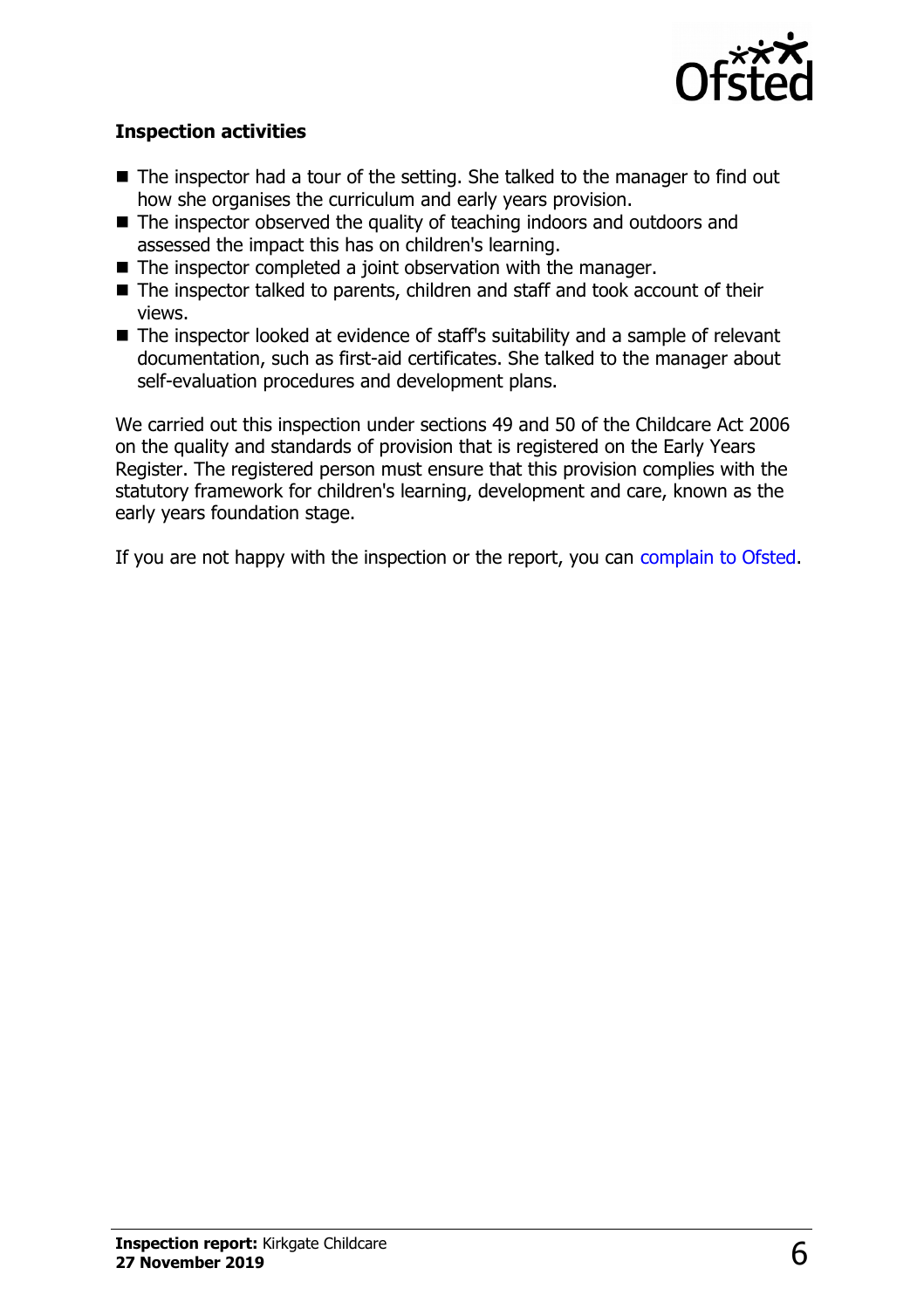**Inspection activities**

- The inspector had a tour of the setting. She talked to the manager to find out how she organises the curriculum and early years provision.
- The inspector observed the quality of teaching indoors and outdoors and assessed the impact this has on children's learning.
- The inspector completed a joint observation with the manager.
- The inspector talked to parents, children and staff and took account of their views.
- The inspector looked at evidence of staff's suitability and a sample of relevant documentation, such as first-aid certificates. She talked to the manager about self-evaluation procedures and development plans.

We carried out this inspection under sections 49 and 50 of the Childcare Act 2006 on the quality and standards of provision that is registered on the Early Years Register. The registered person must ensure that this provision complies with the statutory framework for children's learning, development and care, known as the early years foundation stage.

If you are not happy with the inspection or the report, you can complain to Ofsted.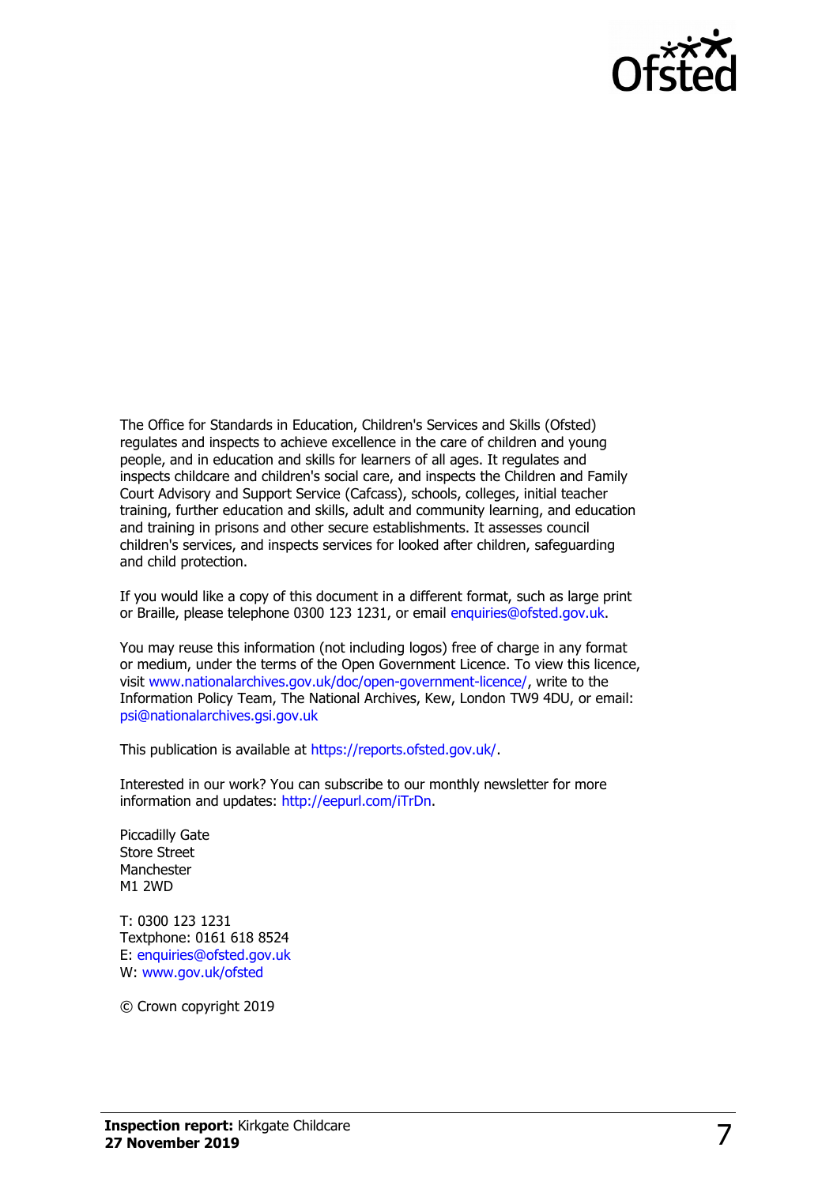The Office for Standards in Education, Children's Services and Skills (Ofsted) regulates and inspects to achieve excellence in the care of children and young people, and in education and skills for learners of all ages. It regulates and inspects childcare and children's social care, and inspects the Children and Family Court Advisory and Support Service (Cafcass), schools, colleges, initial teacher training, further education and skills, adult and community learning, and education and training in prisons and other secure establishments. It assesses council children's services, and inspects services for looked after children, safeguarding and child protection.

If you would like a copy of this document in a different format, such as large print or Braille, please telephone 0300 123 1231, or email enquiries@ofsted.gov.uk.

You may reuse this information (not including logos) free of charge in any format or medium, under the terms of the Open Government Licence. To view this licence, visit www.nationalarchives.gov.uk/doc/open-government-licence/, write to the Information Policy Team, The National Archives, Kew, London TW9 4DU, or email: psi@nationalarchives.gsi.gov.uk

This publication is available at https://reports.ofsted.gov.uk/.

Interested in our work? You can subscribe to our monthly newsletter for more information and updates: http://eepurl.com/iTrDn.

Piccadilly Gate
Store Street
Manchester
M1 2WD

T: 0300 123 1231
Textphone: 0161 618 8524
E: enquiries@ofsted.gov.uk
W: www.gov.uk/ofsted

© Crown copyright 2019